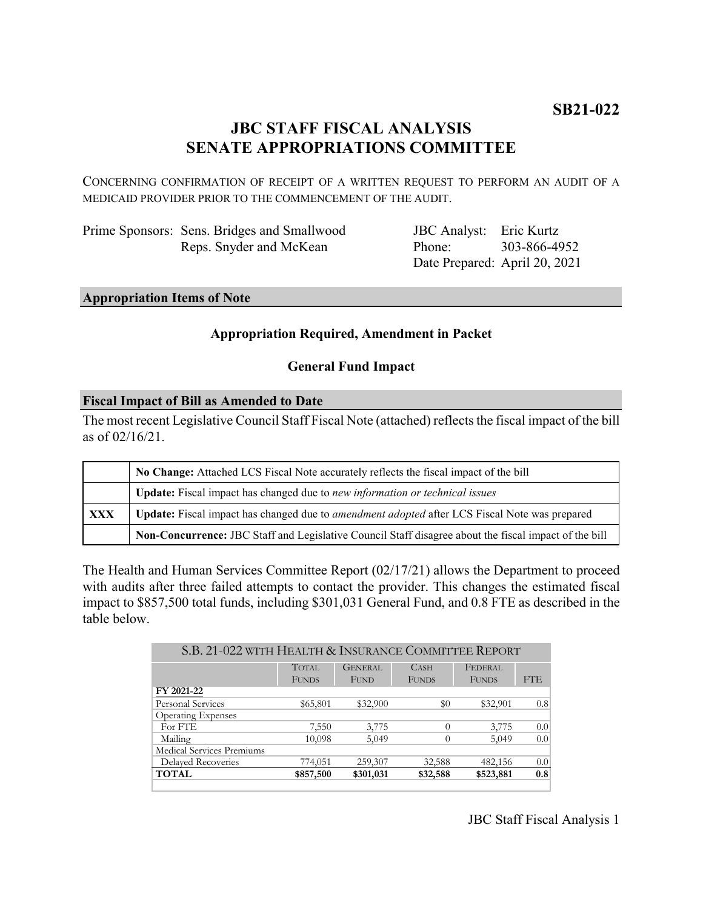**SB21-022**

# JBC STAFF FISCAL ANALYSIS
# SENATE APPROPRIATIONS COMMITTEE

CONCERNING CONFIRMATION OF RECEIPT OF A WRITTEN REQUEST TO PERFORM AN AUDIT OF A MEDICAID PROVIDER PRIOR TO THE COMMENCEMENT OF THE AUDIT.

| | | | |
|---|---|---|---|
| Prime Sponsors: | Sens. Bridges and Smallwood | JBC Analyst: | Eric Kurtz |
| | Reps. Snyder and McKean | Phone: | 303-866-4952 |
| | | Date Prepared: | April 20, 2021 |

## Appropriation Items of Note

**Appropriation Required, Amendment in Packet**

**General Fund Impact**

## Fiscal Impact of Bill as Amended to Date

The most recent Legislative Council Staff Fiscal Note (attached) reflects the fiscal impact of the bill as of 02/16/21.

| | |
|---|---|
| | **No Change:** Attached LCS Fiscal Note accurately reflects the fiscal impact of the bill |
| | **Update:** Fiscal impact has changed due to *new information or technical issues* |
| **XXX** | **Update:** Fiscal impact has changed due to *amendment adopted* after LCS Fiscal Note was prepared |
| | **Non-Concurrence:** JBC Staff and Legislative Council Staff disagree about the fiscal impact of the bill |

The Health and Human Services Committee Report (02/17/21) allows the Department to proceed with audits after three failed attempts to contact the provider. This changes the estimated fiscal impact to $857,500 total funds, including $301,031 General Fund, and 0.8 FTE as described in the table below.

| S.B. 21-022 WITH HEALTH & INSURANCE COMMITTEE REPORT | | | | | |
|---|---|---|---|---|---|
| | TOTAL FUNDS | GENERAL FUND | CASH FUNDS | FEDERAL FUNDS | FTE |
| **FY 2021-22** | | | | | |
| Personal Services | $65,801 | $32,900 | $0 | $32,901 | 0.8 |
| Operating Expenses | | | | | |
| For FTE | 7,550 | 3,775 | 0 | 3,775 | 0.0 |
| Mailing | 10,098 | 5,049 | 0 | 5,049 | 0.0 |
| Medical Services Premiums | | | | | |
| Delayed Recoveries | 774,051 | 259,307 | 32,588 | 482,156 | 0.0 |
| **TOTAL** | **$857,500** | **$301,031** | **$32,588** | **$523,881** | **0.8** |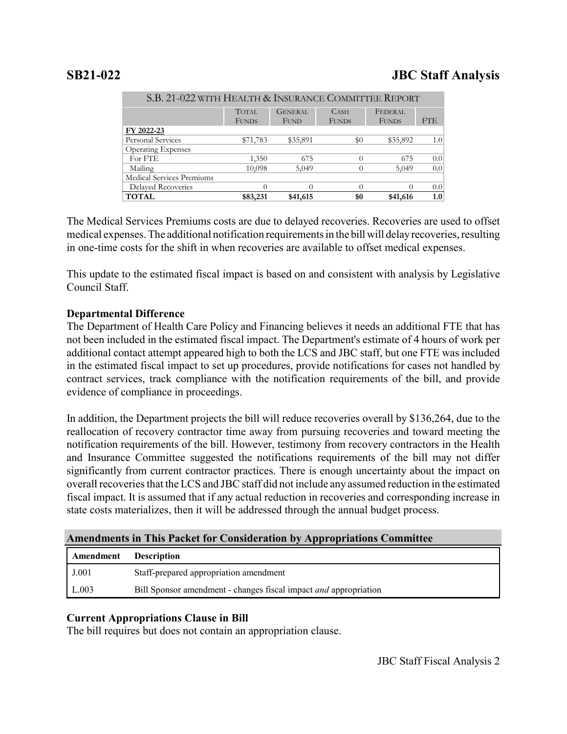| S.B. 21-022 WITH HEALTH & INSURANCE COMMITTEE REPORT | | | | | |
|---|---|---|---|---|---|
| | TOTAL FUNDS | GENERAL FUND | CASH FUNDS | FEDERAL FUNDS | FTE |
| **FY 2022-23** | | | | | |
| Personal Services | $71,783 | $35,891 | $0 | $35,892 | 1.0 |
| Operating Expenses | | | | | |
| For FTE | 1,350 | 675 | 0 | 675 | 0.0 |
| Mailing | 10,098 | 5,049 | 0 | 5,049 | 0.0 |
| Medical Services Premiums | | | | | |
| Delayed Recoveries | 0 | 0 | 0 | 0 | 0.0 |
| **TOTAL** | **$83,231** | **$41,615** | **$0** | **$41,616** | **1.0** |

The Medical Services Premiums costs are due to delayed recoveries. Recoveries are used to offset medical expenses. The additional notification requirements in the bill will delay recoveries, resulting in one-time costs for the shift in when recoveries are available to offset medical expenses.

This update to the estimated fiscal impact is based on and consistent with analysis by Legislative Council Staff.

**Departmental Difference**

The Department of Health Care Policy and Financing believes it needs an additional FTE that has not been included in the estimated fiscal impact. The Department's estimate of 4 hours of work per additional contact attempt appeared high to both the LCS and JBC staff, but one FTE was included in the estimated fiscal impact to set up procedures, provide notifications for cases not handled by contract services, track compliance with the notification requirements of the bill, and provide evidence of compliance in proceedings.

In addition, the Department projects the bill will reduce recoveries overall by $136,264, due to the reallocation of recovery contractor time away from pursuing recoveries and toward meeting the notification requirements of the bill. However, testimony from recovery contractors in the Health and Insurance Committee suggested the notifications requirements of the bill may not differ significantly from current contractor practices. There is enough uncertainty about the impact on overall recoveries that the LCS and JBC staff did not include any assumed reduction in the estimated fiscal impact. It is assumed that if any actual reduction in recoveries and corresponding increase in state costs materializes, then it will be addressed through the annual budget process.

**Amendments in This Packet for Consideration by Appropriations Committee**

| Amendment | Description |
|---|---|
| J.001 | Staff-prepared appropriation amendment |
| L.003 | Bill Sponsor amendment - changes fiscal impact *and* appropriation |

**Current Appropriations Clause in Bill**

The bill requires but does not contain an appropriation clause.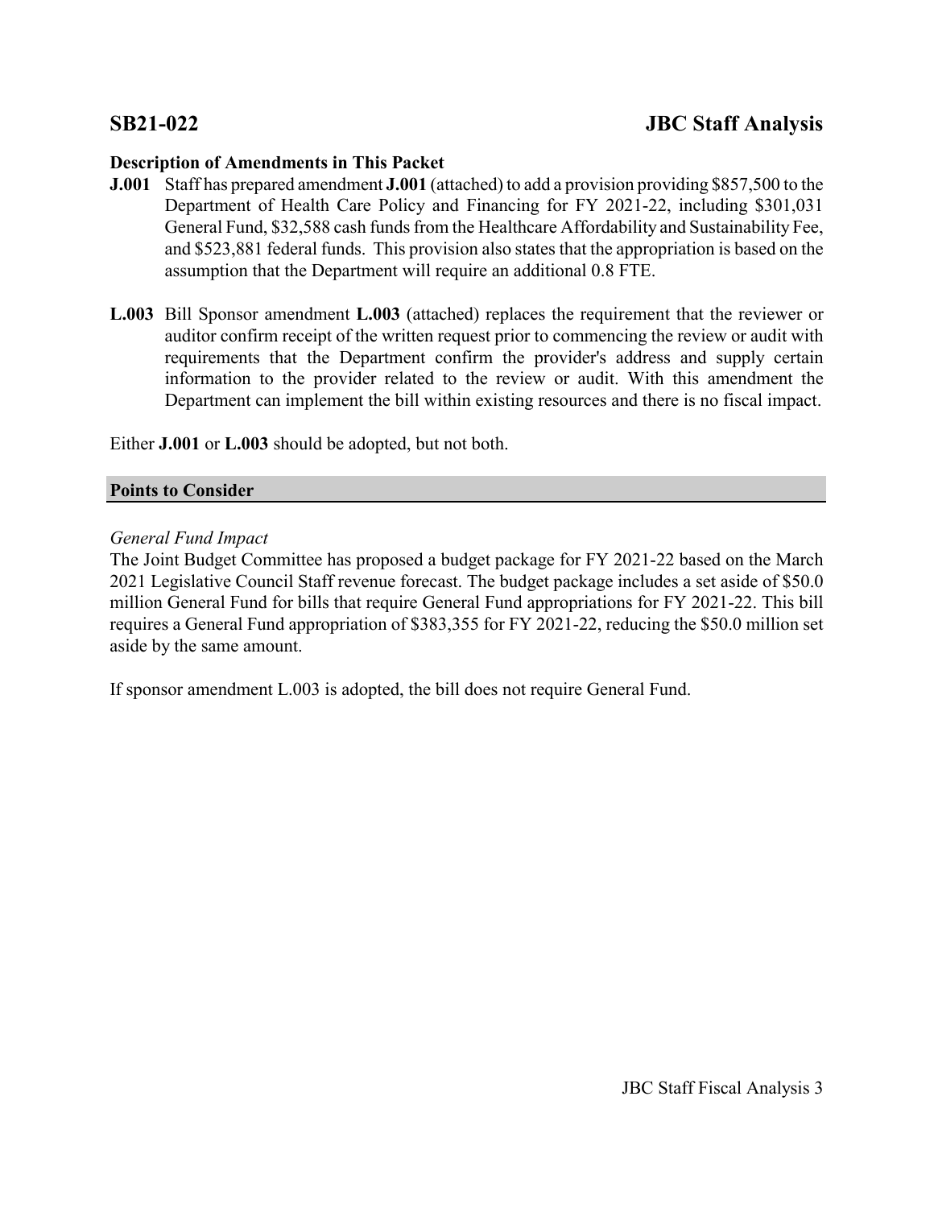**SB21-022** **JBC Staff Analysis**

**Description of Amendments in This Packet**

**J.001** Staff has prepared amendment **J.001** (attached) to add a provision providing $857,500 to the Department of Health Care Policy and Financing for FY 2021-22, including $301,031 General Fund, $32,588 cash funds from the Healthcare Affordability and Sustainability Fee, and $523,881 federal funds. This provision also states that the appropriation is based on the assumption that the Department will require an additional 0.8 FTE.

**L.003** Bill Sponsor amendment **L.003** (attached) replaces the requirement that the reviewer or auditor confirm receipt of the written request prior to commencing the review or audit with requirements that the Department confirm the provider's address and supply certain information to the provider related to the review or audit. With this amendment the Department can implement the bill within existing resources and there is no fiscal impact.

Either **J.001** or **L.003** should be adopted, but not both.

## Points to Consider

*General Fund Impact*

The Joint Budget Committee has proposed a budget package for FY 2021-22 based on the March 2021 Legislative Council Staff revenue forecast. The budget package includes a set aside of $50.0 million General Fund for bills that require General Fund appropriations for FY 2021-22. This bill requires a General Fund appropriation of $383,355 for FY 2021-22, reducing the $50.0 million set aside by the same amount.

If sponsor amendment L.003 is adopted, the bill does not require General Fund.